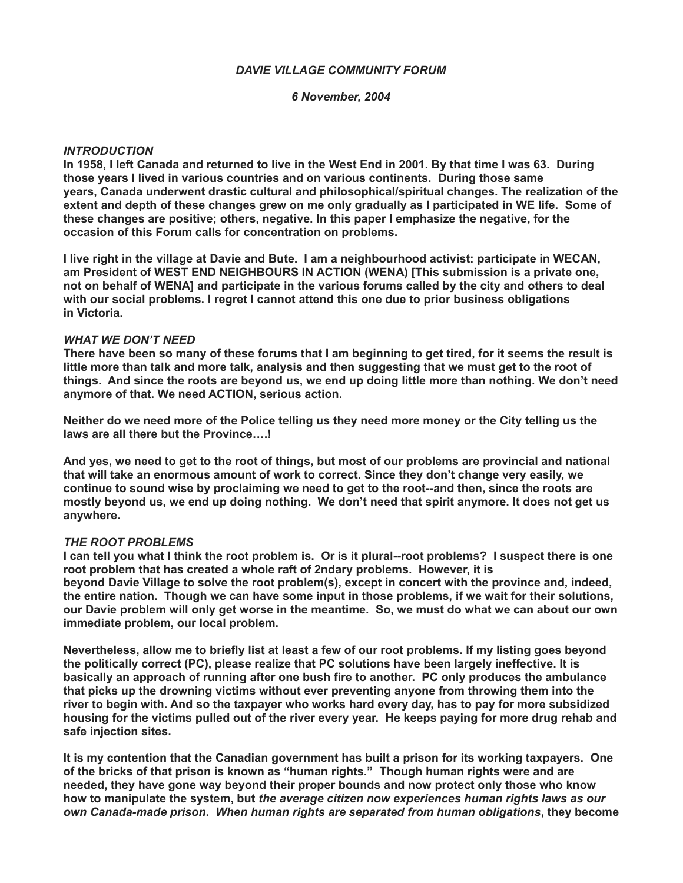*DAVIE VILLAGE COMMUNITY FORUM*

*6 November, 2004*

## *INTRODUCTION*

**In 1958, I left Canada and returned to live in the West End in 2001. By that time I was 63. During those years I lived in various countries and on various continents. During those same years, Canada underwent drastic cultural and philosophical/spiritual changes. The realization of the extent and depth of these changes grew on me only gradually as I participated in WE life. Some of these changes are positive; others, negative. In this paper I emphasize the negative, for the occasion of this Forum calls for concentration on problems.**

**I live right in the village at Davie and Bute. I am a neighbourhood activist: participate in WECAN, am President of WEST END NEIGHBOURS IN ACTION (WENA) [This submission is a private one, not on behalf of WENA] and participate in the various forums called by the city and others to deal with our social problems. I regret I cannot attend this one due to prior business obligations in Victoria.**

## *WHAT WE DON'T NEED*

**There have been so many of these forums that I am beginning to get tired, for it seems the result is little more than talk and more talk, analysis and then suggesting that we must get to the root of things. And since the roots are beyond us, we end up doing little more than nothing. We don't need anymore of that. We need ACTION, serious action.**

**Neither do we need more of the Police telling us they need more money or the City telling us the laws are all there but the Province….!**

**And yes, we need to get to the root of things, but most of our problems are provincial and national that will take an enormous amount of work to correct. Since they don't change very easily, we continue to sound wise by proclaiming we need to get to the root--and then, since the roots are mostly beyond us, we end up doing nothing. We don't need that spirit anymore. It does not get us anywhere.**

## *THE ROOT PROBLEMS*

**I can tell you what I think the root problem is. Or is it plural--root problems? I suspect there is one root problem that has created a whole raft of 2ndary problems. However, it is beyond Davie Village to solve the root problem(s), except in concert with the province and, indeed, the entire nation. Though we can have some input in those problems, if we wait for their solutions, our Davie problem will only get worse in the meantime. So, we must do what we can about our own immediate problem, our local problem.**

**Nevertheless, allow me to briefly list at least a few of our root problems. If my listing goes beyond the politically correct (PC), please realize that PC solutions have been largely ineffective. It is basically an approach of running after one bush fire to another. PC only produces the ambulance that picks up the drowning victims without ever preventing anyone from throwing them into the river to begin with. And so the taxpayer who works hard every day, has to pay for more subsidized housing for the victims pulled out of the river every year. He keeps paying for more drug rehab and safe injection sites.**

**It is my contention that the Canadian government has built a prison for its working taxpayers. One of the bricks of that prison is known as "human rights." Though human rights were and are needed, they have gone way beyond their proper bounds and now protect only those who know how to manipulate the system, but *the average citizen now experiences human rights laws as our own Canada-made prison*. *When human rights are separated from human obligations*, they become**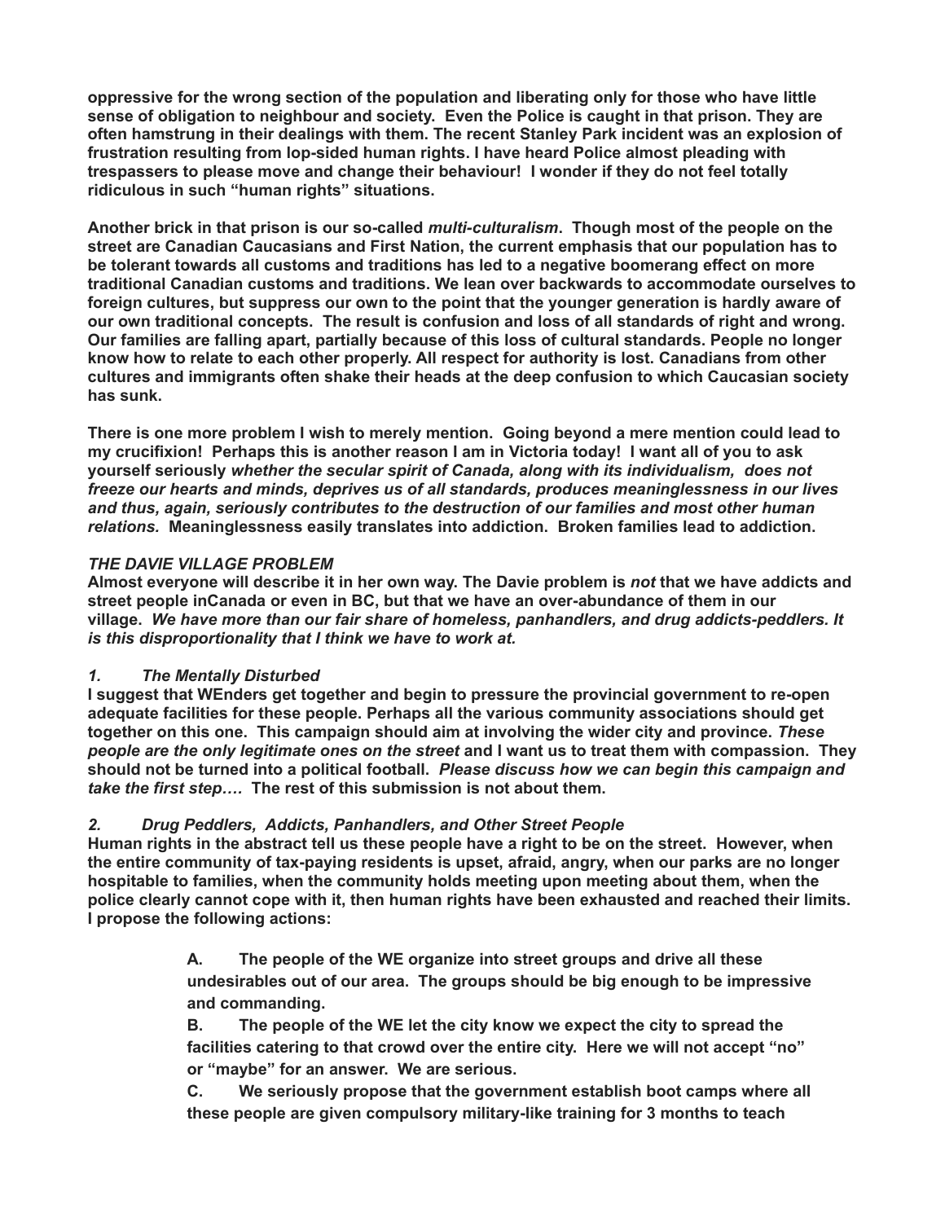**oppressive for the wrong section of the population and liberating only for those who have little sense of obligation to neighbour and society. Even the Police is caught in that prison. They are often hamstrung in their dealings with them. The recent Stanley Park incident was an explosion of frustration resulting from lop-sided human rights. I have heard Police almost pleading with trespassers to please move and change their behaviour! I wonder if they do not feel totally ridiculous in such "human rights" situations.**

**Another brick in that prison is our so-called *multi-culturalism*. Though most of the people on the street are Canadian Caucasians and First Nation, the current emphasis that our population has to be tolerant towards all customs and traditions has led to a negative boomerang effect on more traditional Canadian customs and traditions. We lean over backwards to accommodate ourselves to foreign cultures, but suppress our own to the point that the younger generation is hardly aware of our own traditional concepts. The result is confusion and loss of all standards of right and wrong. Our families are falling apart, partially because of this loss of cultural standards. People no longer know how to relate to each other properly. All respect for authority is lost. Canadians from other cultures and immigrants often shake their heads at the deep confusion to which Caucasian society has sunk.**

**There is one more problem I wish to merely mention. Going beyond a mere mention could lead to my crucifixion! Perhaps this is another reason I am in Victoria today! I want all of you to ask yourself seriously *whether the secular spirit of Canada, along with its individualism, does not freeze our hearts and minds, deprives us of all standards, produces meaninglessness in our lives and thus, again, seriously contributes to the destruction of our families and most other human relations.* Meaninglessness easily translates into addiction. Broken families lead to addiction.**

***THE DAVIE VILLAGE PROBLEM***

**Almost everyone will describe it in her own way. The Davie problem is *not* that we have addicts and street people inCanada or even in BC, but that we have an over-abundance of them in our village. *We have more than our fair share of homeless, panhandlers, and drug addicts-peddlers. It is this disproportionality that I think we have to work at.***

***1. The Mentally Disturbed***

**I suggest that WEnders get together and begin to pressure the provincial government to re-open adequate facilities for these people. Perhaps all the various community associations should get together on this one. This campaign should aim at involving the wider city and province. *These people are the only legitimate ones on the street* and I want us to treat them with compassion. They should not be turned into a political football. *Please discuss how we can begin this campaign and take the first step….* The rest of this submission is not about them.**

***2. Drug Peddlers, Addicts, Panhandlers, and Other Street People***

**Human rights in the abstract tell us these people have a right to be on the street. However, when the entire community of tax-paying residents is upset, afraid, angry, when our parks are no longer hospitable to families, when the community holds meeting upon meeting about them, when the police clearly cannot cope with it, then human rights have been exhausted and reached their limits. I propose the following actions:**

> **A. The people of the WE organize into street groups and drive all these undesirables out of our area. The groups should be big enough to be impressive and commanding.**
>
> **B. The people of the WE let the city know we expect the city to spread the facilities catering to that crowd over the entire city. Here we will not accept "no" or "maybe" for an answer. We are serious.**
>
> **C. We seriously propose that the government establish boot camps where all these people are given compulsory military-like training for 3 months to teach**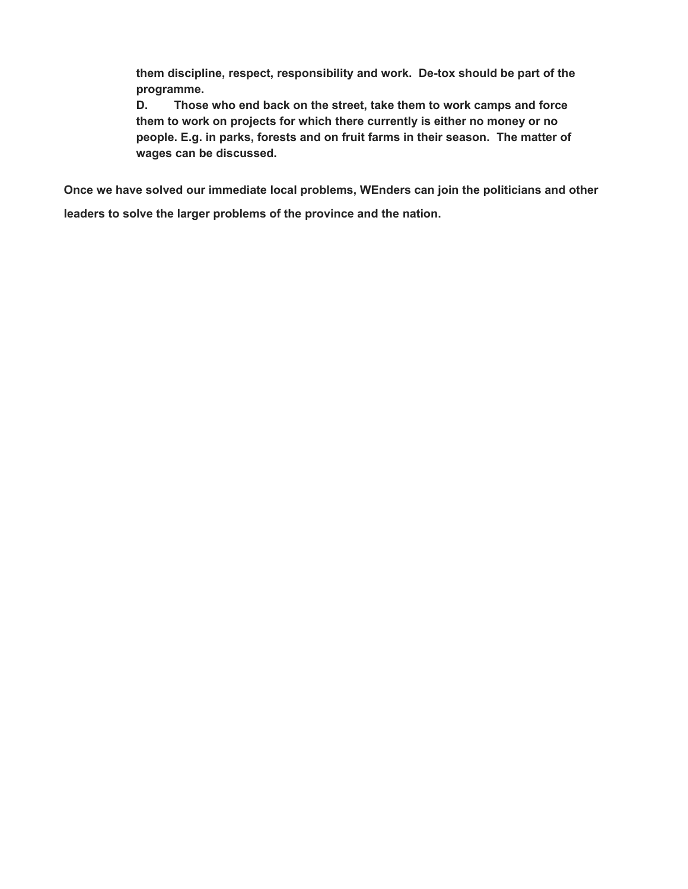**them discipline, respect, responsibility and work. De-tox should be part of the programme.**

**D. Those who end back on the street, take them to work camps and force them to work on projects for which there currently is either no money or no people. E.g. in parks, forests and on fruit farms in their season. The matter of wages can be discussed.**

**Once we have solved our immediate local problems, WEnders can join the politicians and other leaders to solve the larger problems of the province and the nation.**